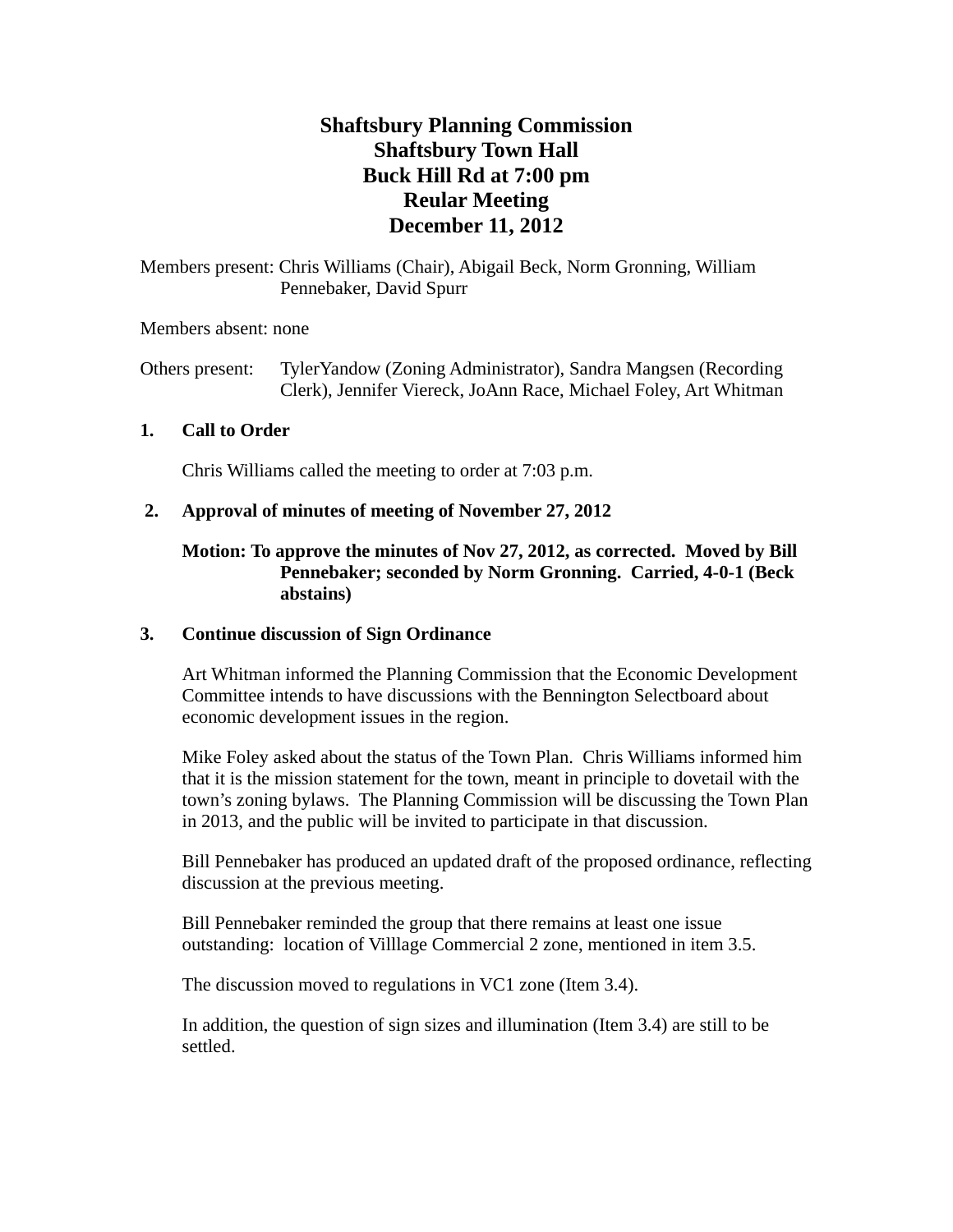# Shaftsbury Planning Commission
# Shaftsbury Town Hall
# Buck Hill Rd at 7:00 pm
# Reular Meeting
# December 11, 2012

Members present: Chris Williams (Chair), Abigail Beck, Norm Gronning, William Pennebaker, David Spurr

Members absent: none

Others present: TylerYandow (Zoning Administrator), Sandra Mangsen (Recording Clerk), Jennifer Viereck, JoAnn Race, Michael Foley, Art Whitman

**1. Call to Order**

Chris Williams called the meeting to order at 7:03 p.m.

**2. Approval of minutes of meeting of November 27, 2012**

**Motion: To approve the minutes of Nov 27, 2012, as corrected. Moved by Bill Pennebaker; seconded by Norm Gronning. Carried, 4-0-1 (Beck abstains)**

**3. Continue discussion of Sign Ordinance**

Art Whitman informed the Planning Commission that the Economic Development Committee intends to have discussions with the Bennington Selectboard about economic development issues in the region.

Mike Foley asked about the status of the Town Plan. Chris Williams informed him that it is the mission statement for the town, meant in principle to dovetail with the town's zoning bylaws. The Planning Commission will be discussing the Town Plan in 2013, and the public will be invited to participate in that discussion.

Bill Pennebaker has produced an updated draft of the proposed ordinance, reflecting discussion at the previous meeting.

Bill Pennebaker reminded the group that there remains at least one issue outstanding: location of Villlage Commercial 2 zone, mentioned in item 3.5.

The discussion moved to regulations in VC1 zone (Item 3.4).

In addition, the question of sign sizes and illumination (Item 3.4) are still to be settled.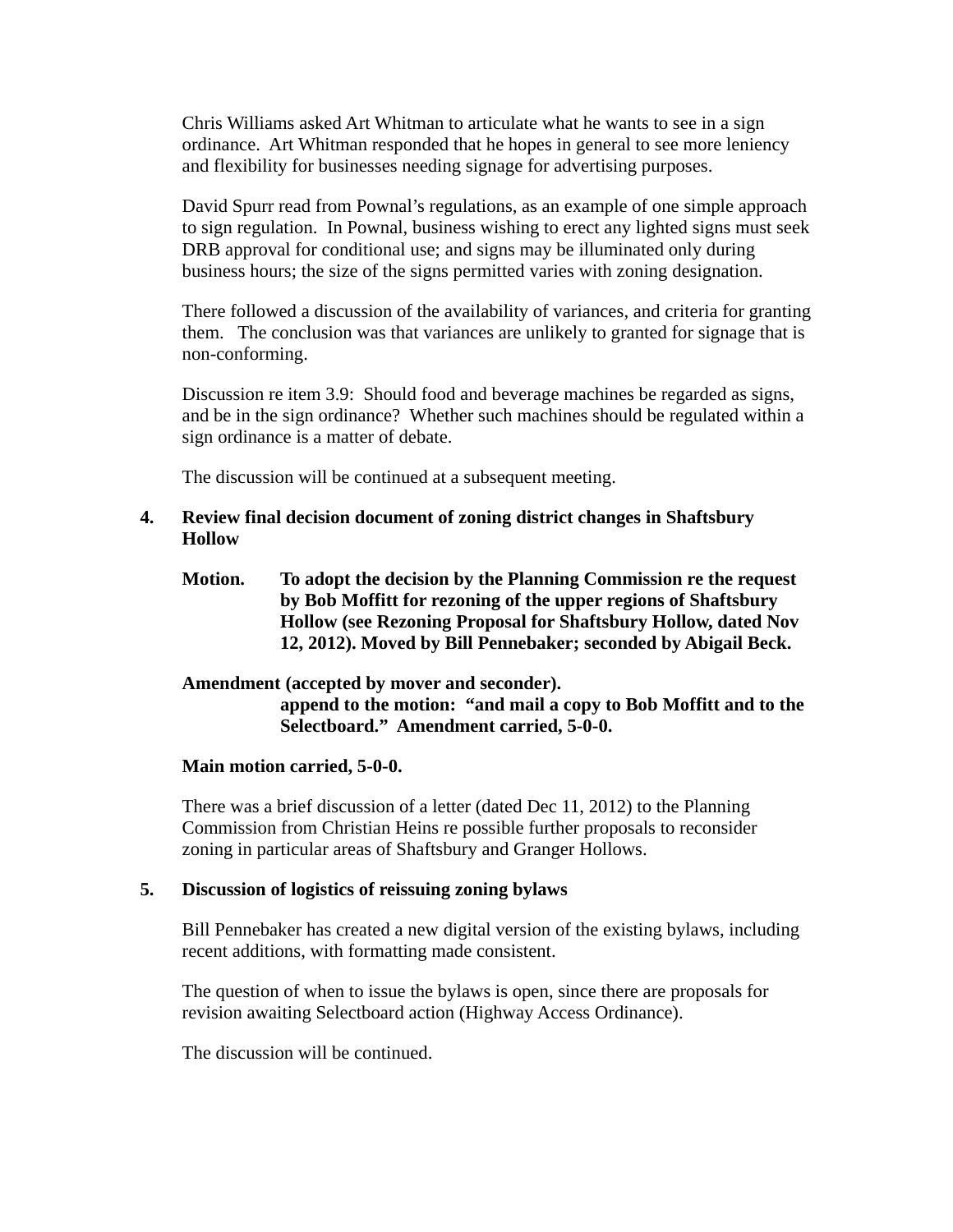Chris Williams asked Art Whitman to articulate what he wants to see in a sign ordinance. Art Whitman responded that he hopes in general to see more leniency and flexibility for businesses needing signage for advertising purposes.

David Spurr read from Pownal's regulations, as an example of one simple approach to sign regulation. In Pownal, business wishing to erect any lighted signs must seek DRB approval for conditional use; and signs may be illuminated only during business hours; the size of the signs permitted varies with zoning designation.

There followed a discussion of the availability of variances, and criteria for granting them. The conclusion was that variances are unlikely to granted for signage that is non-conforming.

Discussion re item 3.9: Should food and beverage machines be regarded as signs, and be in the sign ordinance? Whether such machines should be regulated within a sign ordinance is a matter of debate.

The discussion will be continued at a subsequent meeting.

**4. Review final decision document of zoning district changes in Shaftsbury Hollow**

**Motion. To adopt the decision by the Planning Commission re the request by Bob Moffitt for rezoning of the upper regions of Shaftsbury Hollow (see Rezoning Proposal for Shaftsbury Hollow, dated Nov 12, 2012). Moved by Bill Pennebaker; seconded by Abigail Beck.**

**Amendment (accepted by mover and seconder).**
**append to the motion: "and mail a copy to Bob Moffitt and to the Selectboard." Amendment carried, 5-0-0.**

**Main motion carried, 5-0-0.**

There was a brief discussion of a letter (dated Dec 11, 2012) to the Planning Commission from Christian Heins re possible further proposals to reconsider zoning in particular areas of Shaftsbury and Granger Hollows.

**5. Discussion of logistics of reissuing zoning bylaws**

Bill Pennebaker has created a new digital version of the existing bylaws, including recent additions, with formatting made consistent.

The question of when to issue the bylaws is open, since there are proposals for revision awaiting Selectboard action (Highway Access Ordinance).

The discussion will be continued.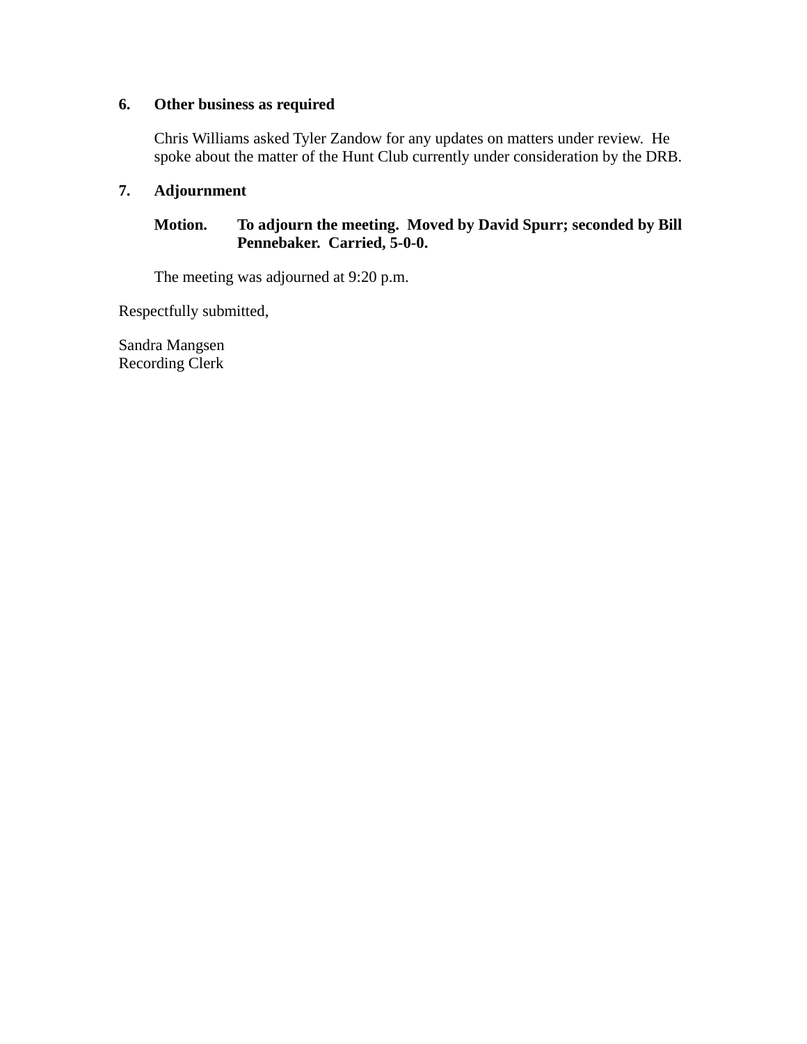**6. Other business as required**

Chris Williams asked Tyler Zandow for any updates on matters under review. He spoke about the matter of the Hunt Club currently under consideration by the DRB.

**7. Adjournment**

**Motion. To adjourn the meeting. Moved by David Spurr; seconded by Bill Pennebaker. Carried, 5-0-0.**

The meeting was adjourned at 9:20 p.m.

Respectfully submitted,

Sandra Mangsen
Recording Clerk